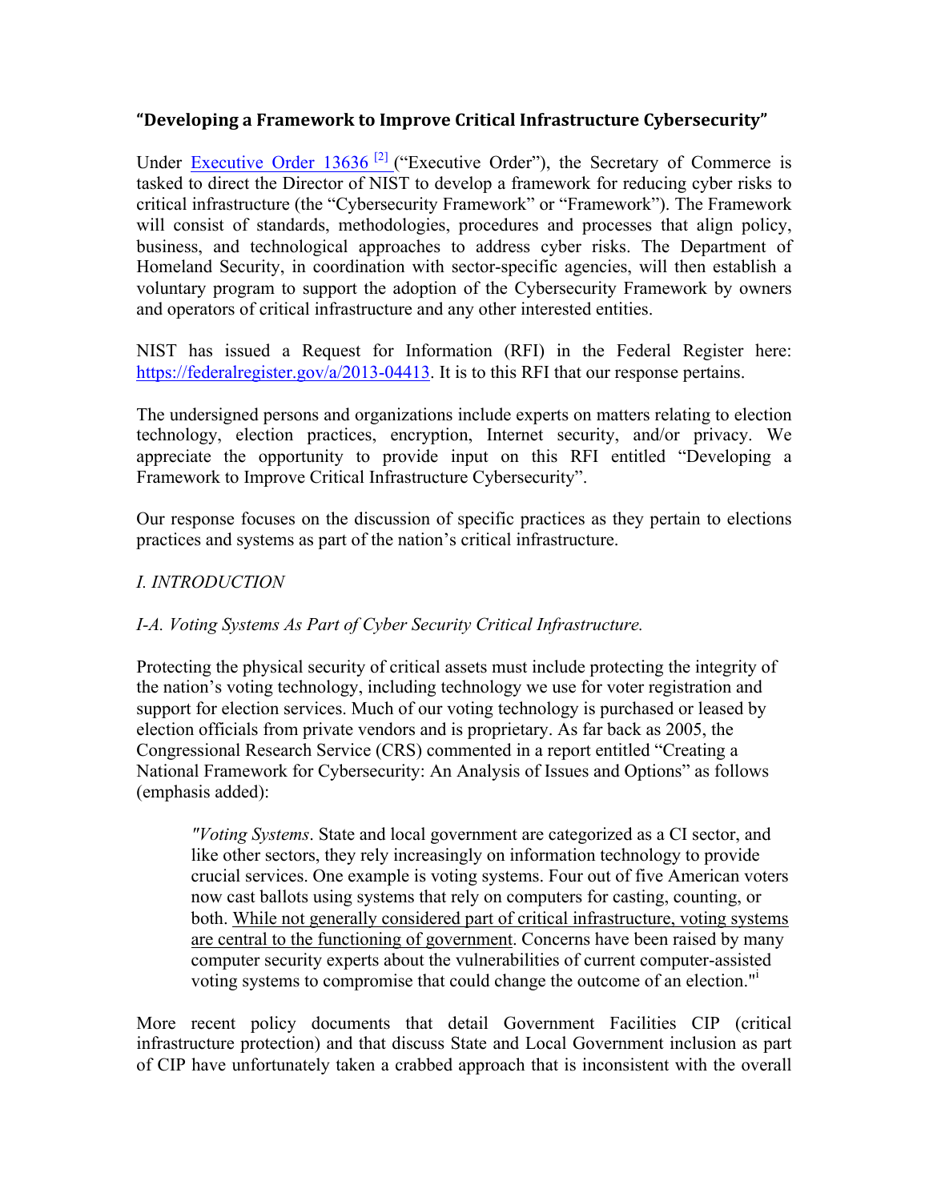## "Developing a Framework to Improve Critical Infrastructure Cybersecurity"

Under Executive Order 13636 [2] ("Executive Order"), the Secretary of Commerce is tasked to direct the Director of NIST to develop a framework for reducing cyber risks to critical infrastructure (the "Cybersecurity Framework" or "Framework"). The Framework will consist of standards, methodologies, procedures and processes that align policy, business, and technological approaches to address cyber risks. The Department of Homeland Security, in coordination with sector-specific agencies, will then establish a voluntary program to support the adoption of the Cybersecurity Framework by owners and operators of critical infrastructure and any other interested entities.

NIST has issued a Request for Information (RFI) in the Federal Register here: https://federalregister.gov/a/2013-04413. It is to this RFI that our response pertains.

The undersigned persons and organizations include experts on matters relating to election technology, election practices, encryption, Internet security, and/or privacy. We appreciate the opportunity to provide input on this RFI entitled "Developing a Framework to Improve Critical Infrastructure Cybersecurity".

Our response focuses on the discussion of specific practices as they pertain to elections practices and systems as part of the nation's critical infrastructure.

*I. INTRODUCTION*

*I-A. Voting Systems As Part of Cyber Security Critical Infrastructure.*

Protecting the physical security of critical assets must include protecting the integrity of the nation's voting technology, including technology we use for voter registration and support for election services. Much of our voting technology is purchased or leased by election officials from private vendors and is proprietary. As far back as 2005, the Congressional Research Service (CRS) commented in a report entitled "Creating a National Framework for Cybersecurity: An Analysis of Issues and Options" as follows (emphasis added):

> *"Voting Systems*. State and local government are categorized as a CI sector, and like other sectors, they rely increasingly on information technology to provide crucial services. One example is voting systems. Four out of five American voters now cast ballots using systems that rely on computers for casting, counting, or both. <u>While not generally considered part of critical infrastructure, voting systems are central to the functioning of government</u>. Concerns have been raised by many computer security experts about the vulnerabilities of current computer-assisted voting systems to compromise that could change the outcome of an election."[i]

More recent policy documents that detail Government Facilities CIP (critical infrastructure protection) and that discuss State and Local Government inclusion as part of CIP have unfortunately taken a crabbed approach that is inconsistent with the overall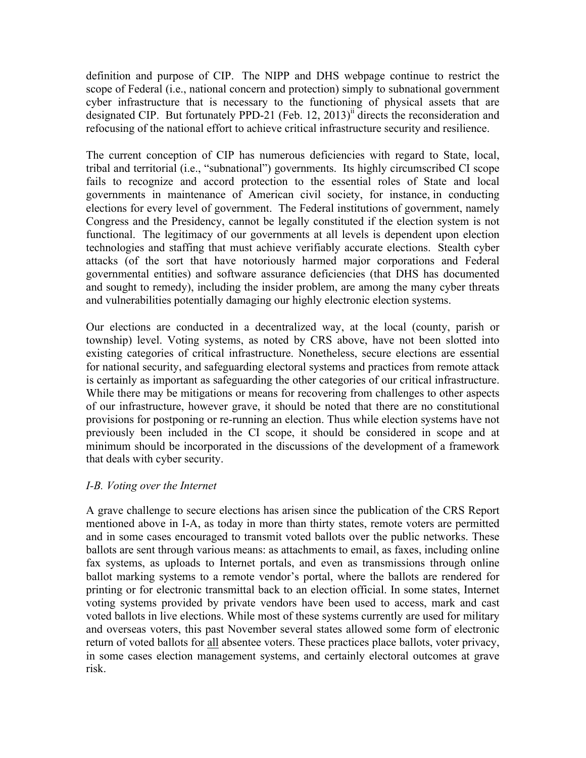definition and purpose of CIP. The NIPP and DHS webpage continue to restrict the scope of Federal (i.e., national concern and protection) simply to subnational government cyber infrastructure that is necessary to the functioning of physical assets that are designated CIP. But fortunately PPD-21 (Feb. 12, 2013)[ii] directs the reconsideration and refocusing of the national effort to achieve critical infrastructure security and resilience.

The current conception of CIP has numerous deficiencies with regard to State, local, tribal and territorial (i.e., "subnational") governments. Its highly circumscribed CI scope fails to recognize and accord protection to the essential roles of State and local governments in maintenance of American civil society, for instance, in conducting elections for every level of government. The Federal institutions of government, namely Congress and the Presidency, cannot be legally constituted if the election system is not functional. The legitimacy of our governments at all levels is dependent upon election technologies and staffing that must achieve verifiably accurate elections. Stealth cyber attacks (of the sort that have notoriously harmed major corporations and Federal governmental entities) and software assurance deficiencies (that DHS has documented and sought to remedy), including the insider problem, are among the many cyber threats and vulnerabilities potentially damaging our highly electronic election systems.

Our elections are conducted in a decentralized way, at the local (county, parish or township) level. Voting systems, as noted by CRS above, have not been slotted into existing categories of critical infrastructure. Nonetheless, secure elections are essential for national security, and safeguarding electoral systems and practices from remote attack is certainly as important as safeguarding the other categories of our critical infrastructure. While there may be mitigations or means for recovering from challenges to other aspects of our infrastructure, however grave, it should be noted that there are no constitutional provisions for postponing or re-running an election. Thus while election systems have not previously been included in the CI scope, it should be considered in scope and at minimum should be incorporated in the discussions of the development of a framework that deals with cyber security.

*I-B. Voting over the Internet*

A grave challenge to secure elections has arisen since the publication of the CRS Report mentioned above in I-A, as today in more than thirty states, remote voters are permitted and in some cases encouraged to transmit voted ballots over the public networks. These ballots are sent through various means: as attachments to email, as faxes, including online fax systems, as uploads to Internet portals, and even as transmissions through online ballot marking systems to a remote vendor's portal, where the ballots are rendered for printing or for electronic transmittal back to an election official. In some states, Internet voting systems provided by private vendors have been used to access, mark and cast voted ballots in live elections. While most of these systems currently are used for military and overseas voters, this past November several states allowed some form of electronic return of voted ballots for all absentee voters. These practices place ballots, voter privacy, in some cases election management systems, and certainly electoral outcomes at grave risk.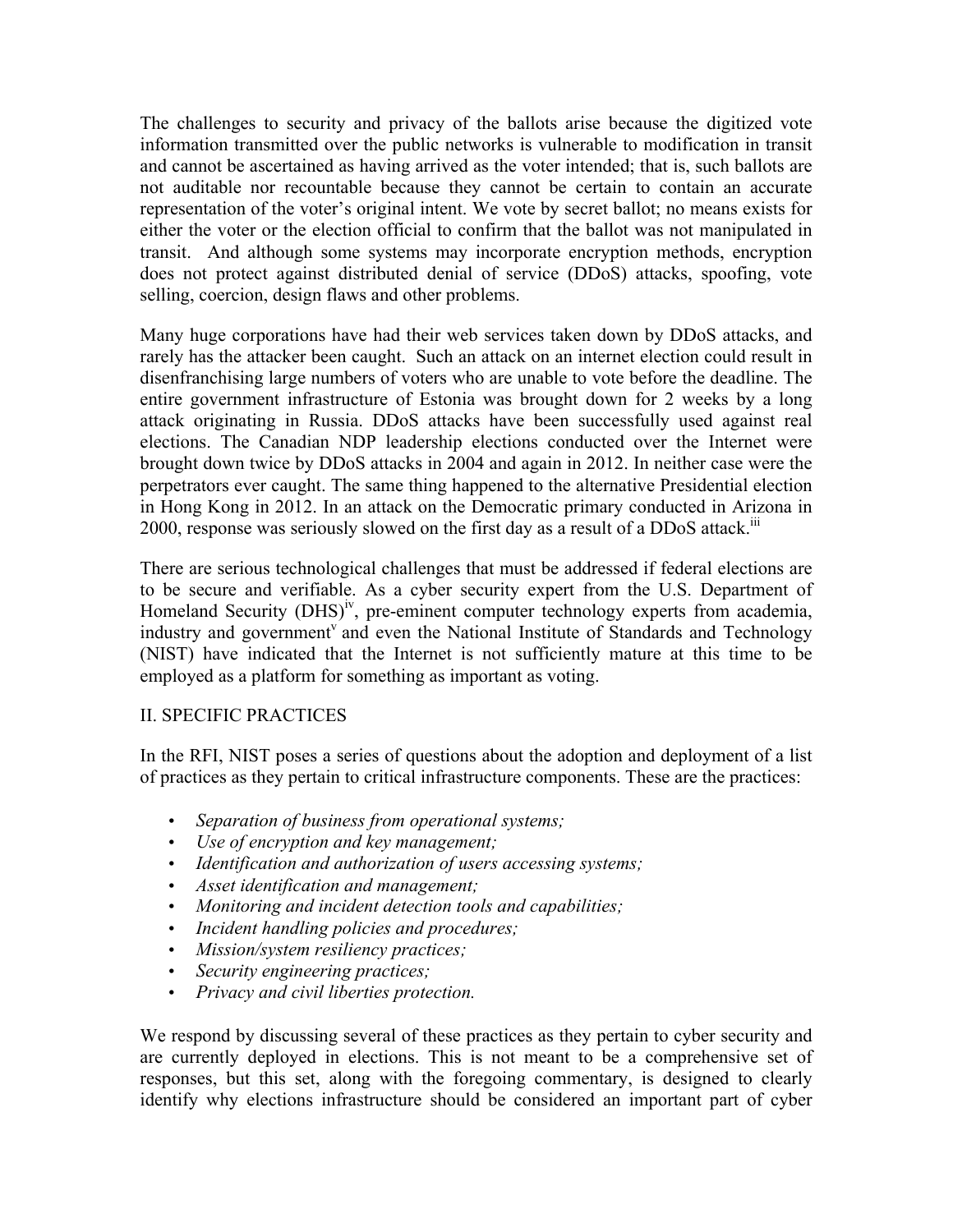The challenges to security and privacy of the ballots arise because the digitized vote information transmitted over the public networks is vulnerable to modification in transit and cannot be ascertained as having arrived as the voter intended; that is, such ballots are not auditable nor recountable because they cannot be certain to contain an accurate representation of the voter's original intent. We vote by secret ballot; no means exists for either the voter or the election official to confirm that the ballot was not manipulated in transit. And although some systems may incorporate encryption methods, encryption does not protect against distributed denial of service (DDoS) attacks, spoofing, vote selling, coercion, design flaws and other problems.

Many huge corporations have had their web services taken down by DDoS attacks, and rarely has the attacker been caught. Such an attack on an internet election could result in disenfranchising large numbers of voters who are unable to vote before the deadline. The entire government infrastructure of Estonia was brought down for 2 weeks by a long attack originating in Russia. DDoS attacks have been successfully used against real elections. The Canadian NDP leadership elections conducted over the Internet were brought down twice by DDoS attacks in 2004 and again in 2012. In neither case were the perpetrators ever caught. The same thing happened to the alternative Presidential election in Hong Kong in 2012. In an attack on the Democratic primary conducted in Arizona in 2000, response was seriously slowed on the first day as a result of a DDoS attack.[iii]

There are serious technological challenges that must be addressed if federal elections are to be secure and verifiable. As a cyber security expert from the U.S. Department of Homeland Security (DHS)[iv], pre-eminent computer technology experts from academia, industry and government[v] and even the National Institute of Standards and Technology (NIST) have indicated that the Internet is not sufficiently mature at this time to be employed as a platform for something as important as voting.

## II. SPECIFIC PRACTICES

In the RFI, NIST poses a series of questions about the adoption and deployment of a list of practices as they pertain to critical infrastructure components. These are the practices:

- *Separation of business from operational systems;*
- *Use of encryption and key management;*
- *Identification and authorization of users accessing systems;*
- *Asset identification and management;*
- *Monitoring and incident detection tools and capabilities;*
- *Incident handling policies and procedures;*
- *Mission/system resiliency practices;*
- *Security engineering practices;*
- *Privacy and civil liberties protection.*

We respond by discussing several of these practices as they pertain to cyber security and are currently deployed in elections. This is not meant to be a comprehensive set of responses, but this set, along with the foregoing commentary, is designed to clearly identify why elections infrastructure should be considered an important part of cyber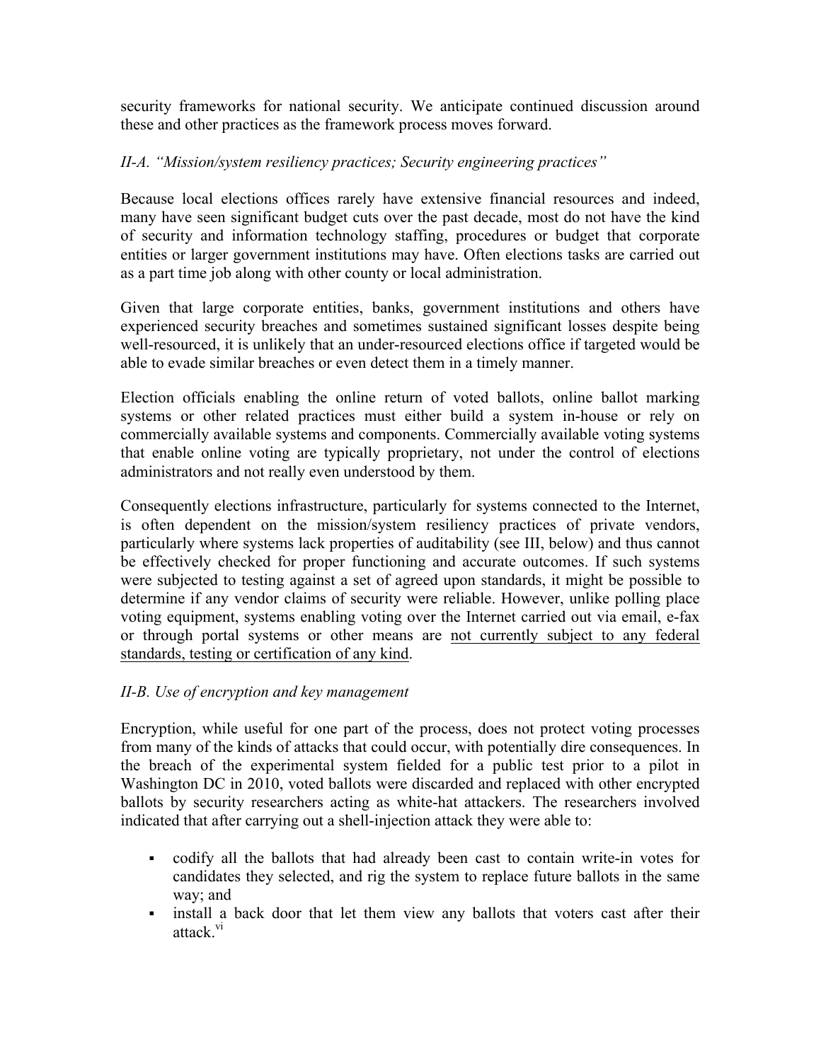security frameworks for national security. We anticipate continued discussion around these and other practices as the framework process moves forward.

*II-A. "Mission/system resiliency practices; Security engineering practices"*

Because local elections offices rarely have extensive financial resources and indeed, many have seen significant budget cuts over the past decade, most do not have the kind of security and information technology staffing, procedures or budget that corporate entities or larger government institutions may have. Often elections tasks are carried out as a part time job along with other county or local administration.

Given that large corporate entities, banks, government institutions and others have experienced security breaches and sometimes sustained significant losses despite being well-resourced, it is unlikely that an under-resourced elections office if targeted would be able to evade similar breaches or even detect them in a timely manner.

Election officials enabling the online return of voted ballots, online ballot marking systems or other related practices must either build a system in-house or rely on commercially available systems and components. Commercially available voting systems that enable online voting are typically proprietary, not under the control of elections administrators and not really even understood by them.

Consequently elections infrastructure, particularly for systems connected to the Internet, is often dependent on the mission/system resiliency practices of private vendors, particularly where systems lack properties of auditability (see III, below) and thus cannot be effectively checked for proper functioning and accurate outcomes. If such systems were subjected to testing against a set of agreed upon standards, it might be possible to determine if any vendor claims of security were reliable. However, unlike polling place voting equipment, systems enabling voting over the Internet carried out via email, e-fax or through portal systems or other means are <u>not currently subject to any federal standards, testing or certification of any kind</u>.

*II-B. Use of encryption and key management*

Encryption, while useful for one part of the process, does not protect voting processes from many of the kinds of attacks that could occur, with potentially dire consequences. In the breach of the experimental system fielded for a public test prior to a pilot in Washington DC in 2010, voted ballots were discarded and replaced with other encrypted ballots by security researchers acting as white-hat attackers. The researchers involved indicated that after carrying out a shell-injection attack they were able to:

- codify all the ballots that had already been cast to contain write-in votes for candidates they selected, and rig the system to replace future ballots in the same way; and
- install a back door that let them view any ballots that voters cast after their attack.[vi]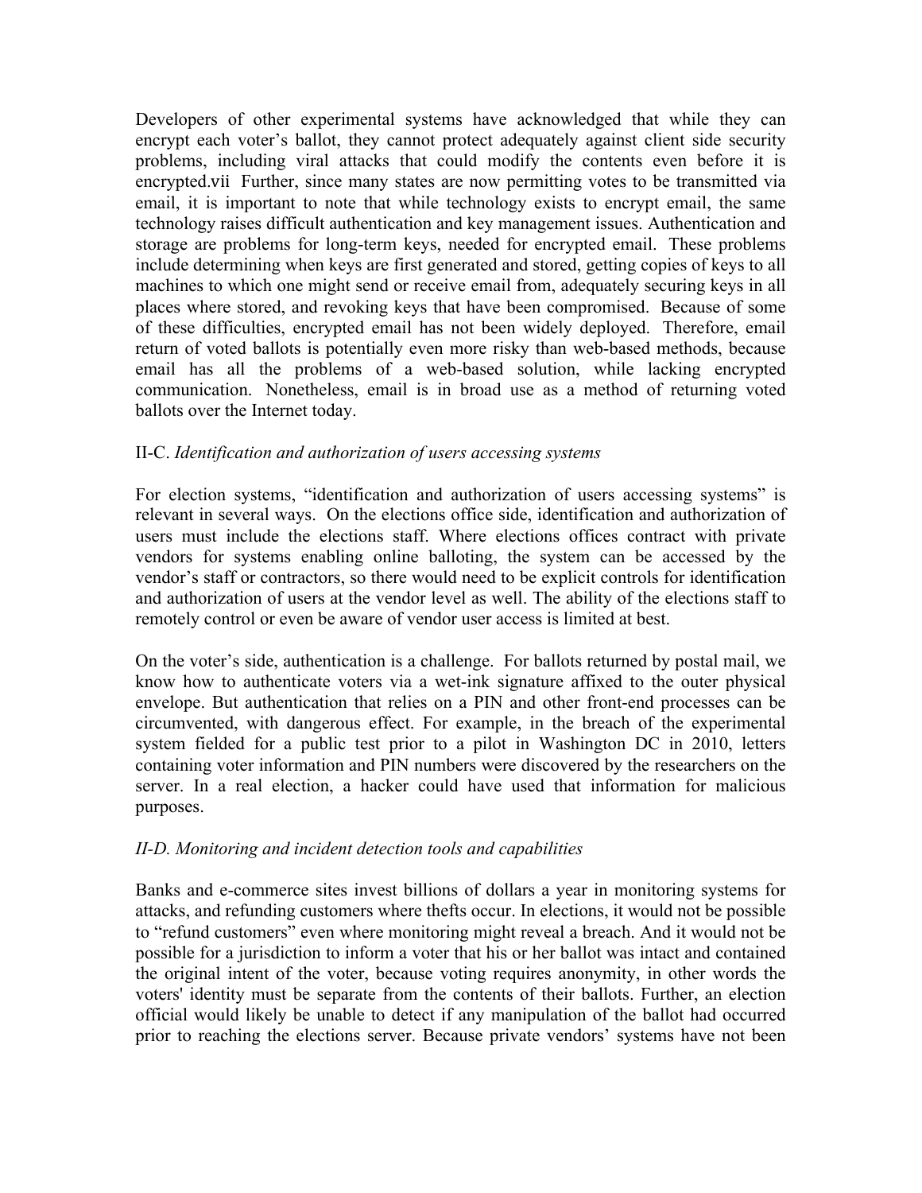Developers of other experimental systems have acknowledged that while they can encrypt each voter's ballot, they cannot protect adequately against client side security problems, including viral attacks that could modify the contents even before it is encrypted.vii Further, since many states are now permitting votes to be transmitted via email, it is important to note that while technology exists to encrypt email, the same technology raises difficult authentication and key management issues. Authentication and storage are problems for long-term keys, needed for encrypted email. These problems include determining when keys are first generated and stored, getting copies of keys to all machines to which one might send or receive email from, adequately securing keys in all places where stored, and revoking keys that have been compromised. Because of some of these difficulties, encrypted email has not been widely deployed. Therefore, email return of voted ballots is potentially even more risky than web-based methods, because email has all the problems of a web-based solution, while lacking encrypted communication. Nonetheless, email is in broad use as a method of returning voted ballots over the Internet today.

II-C. *Identification and authorization of users accessing systems*

For election systems, "identification and authorization of users accessing systems" is relevant in several ways. On the elections office side, identification and authorization of users must include the elections staff. Where elections offices contract with private vendors for systems enabling online balloting, the system can be accessed by the vendor's staff or contractors, so there would need to be explicit controls for identification and authorization of users at the vendor level as well. The ability of the elections staff to remotely control or even be aware of vendor user access is limited at best.

On the voter's side, authentication is a challenge. For ballots returned by postal mail, we know how to authenticate voters via a wet-ink signature affixed to the outer physical envelope. But authentication that relies on a PIN and other front-end processes can be circumvented, with dangerous effect. For example, in the breach of the experimental system fielded for a public test prior to a pilot in Washington DC in 2010, letters containing voter information and PIN numbers were discovered by the researchers on the server. In a real election, a hacker could have used that information for malicious purposes.

*II-D. Monitoring and incident detection tools and capabilities*

Banks and e-commerce sites invest billions of dollars a year in monitoring systems for attacks, and refunding customers where thefts occur. In elections, it would not be possible to "refund customers" even where monitoring might reveal a breach. And it would not be possible for a jurisdiction to inform a voter that his or her ballot was intact and contained the original intent of the voter, because voting requires anonymity, in other words the voters' identity must be separate from the contents of their ballots. Further, an election official would likely be unable to detect if any manipulation of the ballot had occurred prior to reaching the elections server. Because private vendors' systems have not been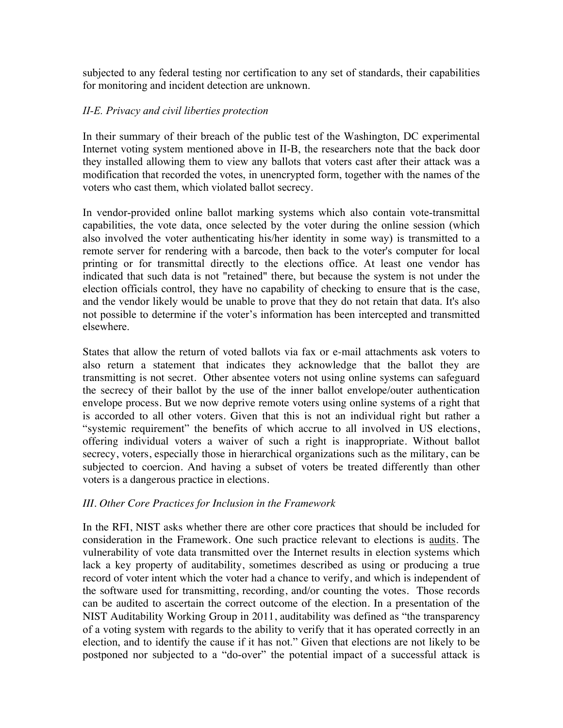subjected to any federal testing nor certification to any set of standards, their capabilities for monitoring and incident detection are unknown.

*II-E. Privacy and civil liberties protection*

In their summary of their breach of the public test of the Washington, DC experimental Internet voting system mentioned above in II-B, the researchers note that the back door they installed allowing them to view any ballots that voters cast after their attack was a modification that recorded the votes, in unencrypted form, together with the names of the voters who cast them, which violated ballot secrecy.

In vendor-provided online ballot marking systems which also contain vote-transmittal capabilities, the vote data, once selected by the voter during the online session (which also involved the voter authenticating his/her identity in some way) is transmitted to a remote server for rendering with a barcode, then back to the voter's computer for local printing or for transmittal directly to the elections office. At least one vendor has indicated that such data is not "retained" there, but because the system is not under the election officials control, they have no capability of checking to ensure that is the case, and the vendor likely would be unable to prove that they do not retain that data. It's also not possible to determine if the voter's information has been intercepted and transmitted elsewhere.

States that allow the return of voted ballots via fax or e-mail attachments ask voters to also return a statement that indicates they acknowledge that the ballot they are transmitting is not secret. Other absentee voters not using online systems can safeguard the secrecy of their ballot by the use of the inner ballot envelope/outer authentication envelope process. But we now deprive remote voters using online systems of a right that is accorded to all other voters. Given that this is not an individual right but rather a "systemic requirement" the benefits of which accrue to all involved in US elections, offering individual voters a waiver of such a right is inappropriate. Without ballot secrecy, voters, especially those in hierarchical organizations such as the military, can be subjected to coercion. And having a subset of voters be treated differently than other voters is a dangerous practice in elections.

*III. Other Core Practices for Inclusion in the Framework*

In the RFI, NIST asks whether there are other core practices that should be included for consideration in the Framework. One such practice relevant to elections is audits. The vulnerability of vote data transmitted over the Internet results in election systems which lack a key property of auditability, sometimes described as using or producing a true record of voter intent which the voter had a chance to verify, and which is independent of the software used for transmitting, recording, and/or counting the votes. Those records can be audited to ascertain the correct outcome of the election. In a presentation of the NIST Auditability Working Group in 2011, auditability was defined as "the transparency of a voting system with regards to the ability to verify that it has operated correctly in an election, and to identify the cause if it has not." Given that elections are not likely to be postponed nor subjected to a "do-over" the potential impact of a successful attack is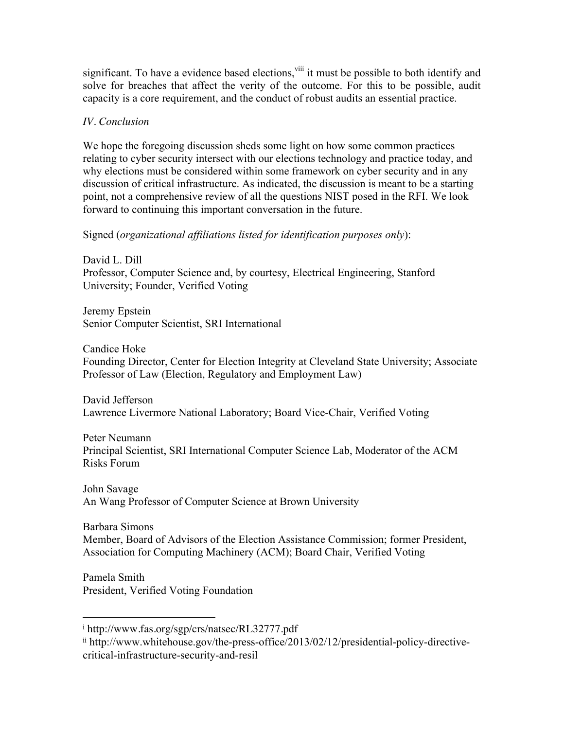significant. To have a evidence based elections,[viii] it must be possible to both identify and solve for breaches that affect the verity of the outcome. For this to be possible, audit capacity is a core requirement, and the conduct of robust audits an essential practice.

## *IV. Conclusion*

We hope the foregoing discussion sheds some light on how some common practices relating to cyber security intersect with our elections technology and practice today, and why elections must be considered within some framework on cyber security and in any discussion of critical infrastructure. As indicated, the discussion is meant to be a starting point, not a comprehensive review of all the questions NIST posed in the RFI. We look forward to continuing this important conversation in the future.

Signed (*organizational affiliations listed for identification purposes only*):

David L. Dill
Professor, Computer Science and, by courtesy, Electrical Engineering, Stanford University; Founder, Verified Voting

Jeremy Epstein
Senior Computer Scientist, SRI International

Candice Hoke
Founding Director, Center for Election Integrity at Cleveland State University; Associate Professor of Law (Election, Regulatory and Employment Law)

David Jefferson
Lawrence Livermore National Laboratory; Board Vice-Chair, Verified Voting

Peter Neumann
Principal Scientist, SRI International Computer Science Lab, Moderator of the ACM Risks Forum

John Savage
An Wang Professor of Computer Science at Brown University

Barbara Simons
Member, Board of Advisors of the Election Assistance Commission; former President, Association for Computing Machinery (ACM); Board Chair, Verified Voting

Pamela Smith
President, Verified Voting Foundation

---

[i] http://www.fas.org/sgp/crs/natsec/RL32777.pdf

[ii] http://www.whitehouse.gov/the-press-office/2013/02/12/presidential-policy-directive-critical-infrastructure-security-and-resil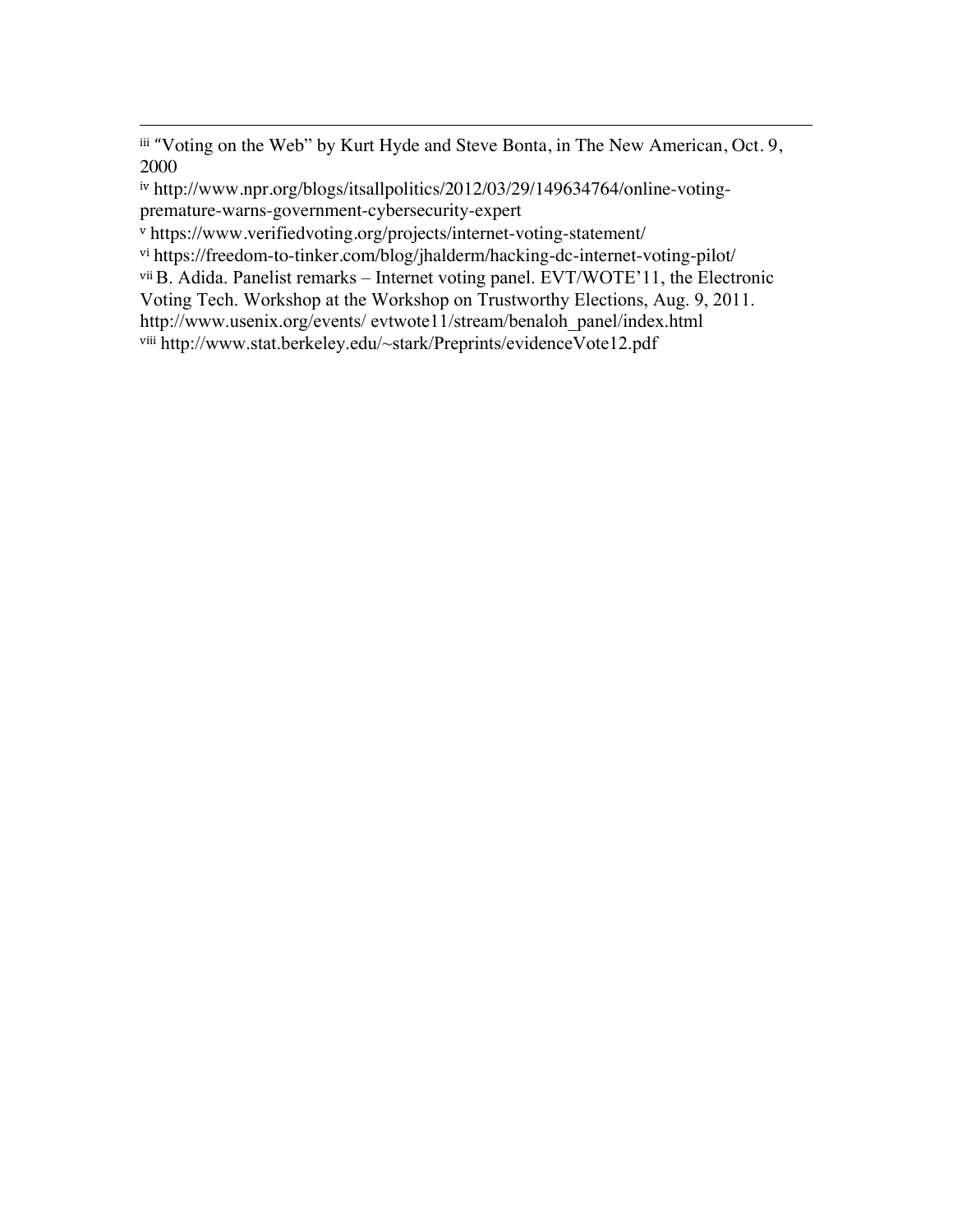[iii] "Voting on the Web" by Kurt Hyde and Steve Bonta, in The New American, Oct. 9, 2000

[iv] http://www.npr.org/blogs/itsallpolitics/2012/03/29/149634764/online-voting-premature-warns-government-cybersecurity-expert

[v] https://www.verifiedvoting.org/projects/internet-voting-statement/

[vi] https://freedom-to-tinker.com/blog/jhalderm/hacking-dc-internet-voting-pilot/

[vii] B. Adida. Panelist remarks – Internet voting panel. EVT/WOTE'11, the Electronic Voting Tech. Workshop at the Workshop on Trustworthy Elections, Aug. 9, 2011. http://www.usenix.org/events/ evtwote11/stream/benaloh_panel/index.html

[viii] http://www.stat.berkeley.edu/~stark/Preprints/evidenceVote12.pdf